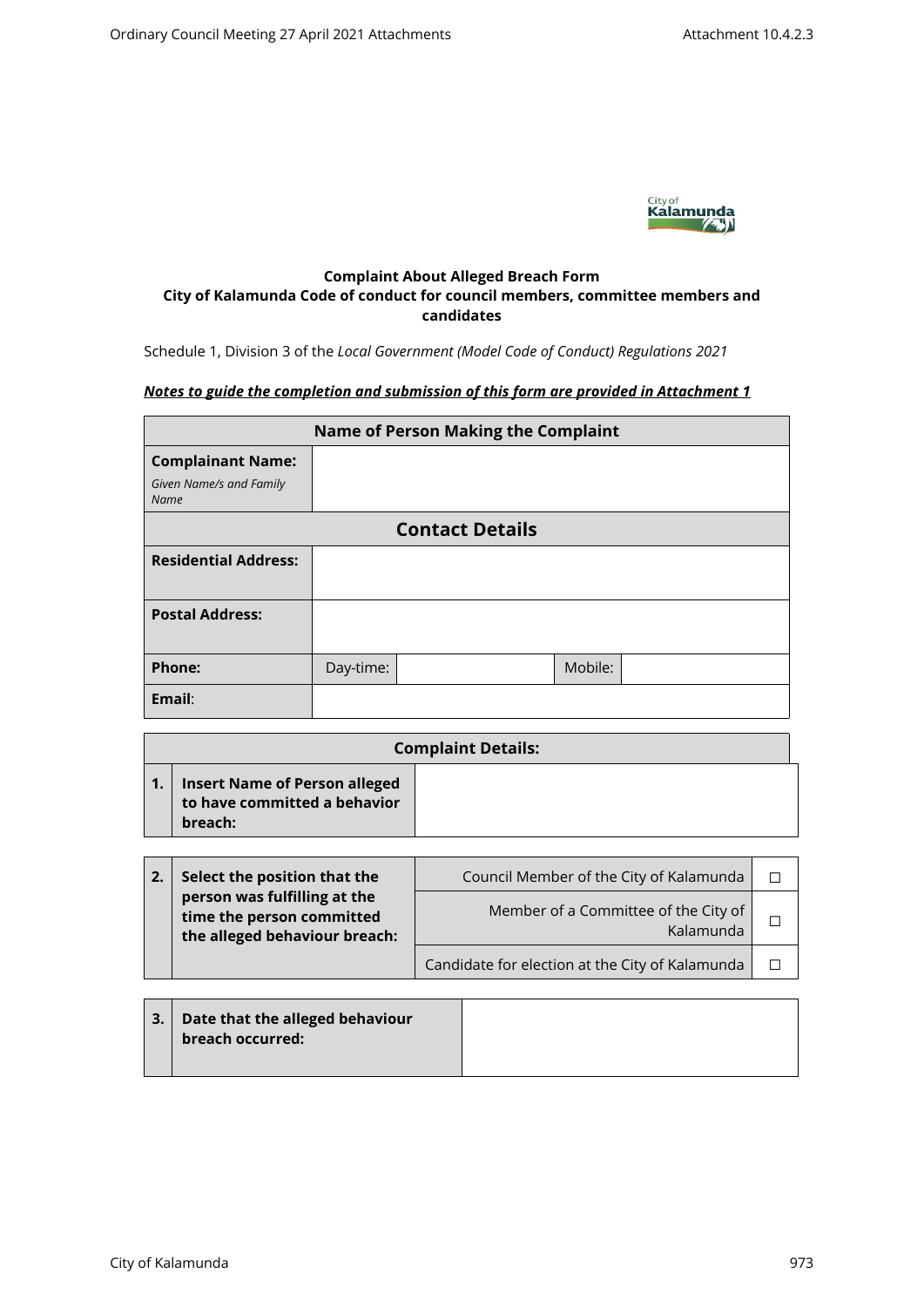**Complaint About Alleged Breach Form**
**City of Kalamunda Code of conduct for council members, committee members and candidates**

Schedule 1, Division 3 of the *Local Government (Model Code of Conduct) Regulations 2021*

***Notes to guide the completion and submission of this form are provided in Attachment 1***

| **Name of Person Making the Complaint** | | | | |
|---|---|---|---|---|
| **Complainant Name:** *Given Name/s and Family Name* | | | | |
| **Contact Details** | | | | |
| **Residential Address:** | | | | |
| **Postal Address:** | | | | |
| **Phone:** | Day-time: | | Mobile: | |
| **Email**: | | | | |

| **Complaint Details:** | | |
|---|---|---|
| **1.** | **Insert Name of Person alleged to have committed a behavior breach:** | |

| | | | |
|---|---|---|---|
| **2.** | **Select the position that the person was fulfilling at the time the person committed the alleged behaviour breach:** | Council Member of the City of Kalamunda | ☐ |
| | | Member of a Committee of the City of Kalamunda | ☐ |
| | | Candidate for election at the City of Kalamunda | ☐ |

| | | |
|---|---|---|
| **3.** | **Date that the alleged behaviour breach occurred:** | |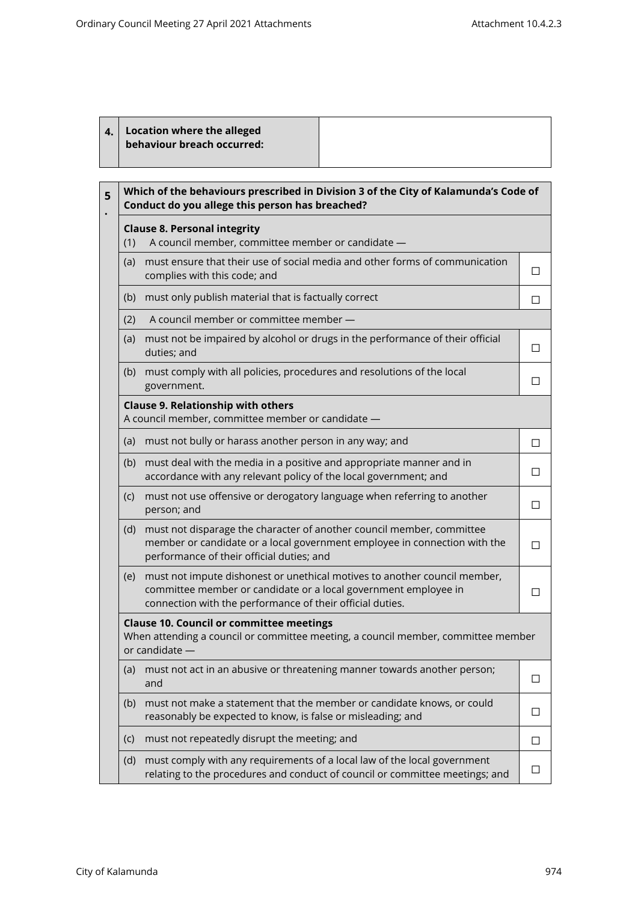| 4. | Location where the alleged behaviour breach occurred: | |
|---|---|---|

| 5. | Which of the behaviours prescribed in Division 3 of the City of Kalamunda's Code of Conduct do you allege this person has breached? | |
|---|---|---|
| | **Clause 8. Personal integrity**<br>(1) A council member, committee member or candidate — | |
| | (a) must ensure that their use of social media and other forms of communication complies with this code; and | ☐ |
| | (b) must only publish material that is factually correct | ☐ |
| | (2) A council member or committee member — | |
| | (a) must not be impaired by alcohol or drugs in the performance of their official duties; and | ☐ |
| | (b) must comply with all policies, procedures and resolutions of the local government. | ☐ |
| | **Clause 9. Relationship with others**<br>A council member, committee member or candidate — | |
| | (a) must not bully or harass another person in any way; and | ☐ |
| | (b) must deal with the media in a positive and appropriate manner and in accordance with any relevant policy of the local government; and | ☐ |
| | (c) must not use offensive or derogatory language when referring to another person; and | ☐ |
| | (d) must not disparage the character of another council member, committee member or candidate or a local government employee in connection with the performance of their official duties; and | ☐ |
| | (e) must not impute dishonest or unethical motives to another council member, committee member or candidate or a local government employee in connection with the performance of their official duties. | ☐ |
| | **Clause 10. Council or committee meetings**<br>When attending a council or committee meeting, a council member, committee member or candidate — | |
| | (a) must not act in an abusive or threatening manner towards another person; and | ☐ |
| | (b) must not make a statement that the member or candidate knows, or could reasonably be expected to know, is false or misleading; and | ☐ |
| | (c) must not repeatedly disrupt the meeting; and | ☐ |
| | (d) must comply with any requirements of a local law of the local government relating to the procedures and conduct of council or committee meetings; and | ☐ |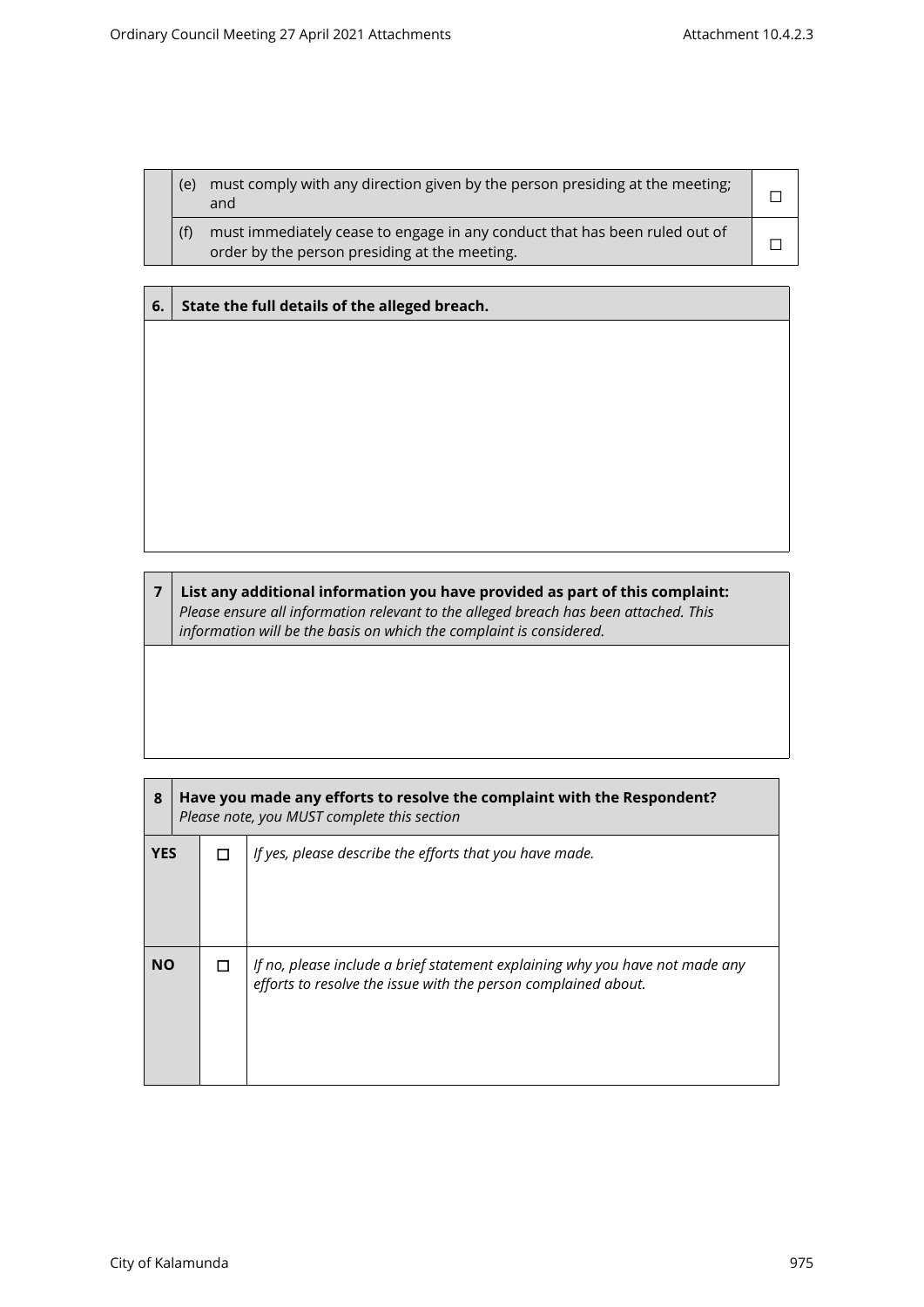| | | |
|---|---|---|
| | (e) must comply with any direction given by the person presiding at the meeting; and | ☐ |
| | (f) must immediately cease to engage in any conduct that has been ruled out of order by the person presiding at the meeting. | ☐ |

| 6. | State the full details of the alleged breach. |
|---|---|
| | |

| 7 | **List any additional information you have provided as part of this complaint:** *Please ensure all information relevant to the alleged breach has been attached. This information will be the basis on which the complaint is considered.* |
|---|---|
| | |

| 8 | **Have you made any efforts to resolve the complaint with the Respondent?** *Please note, you MUST complete this section* | |
|---|---|---|
| **YES** | ☐ | *If yes, please describe the efforts that you have made.* |
| **NO** | ☐ | *If no, please include a brief statement explaining why you have not made any efforts to resolve the issue with the person complained about.* |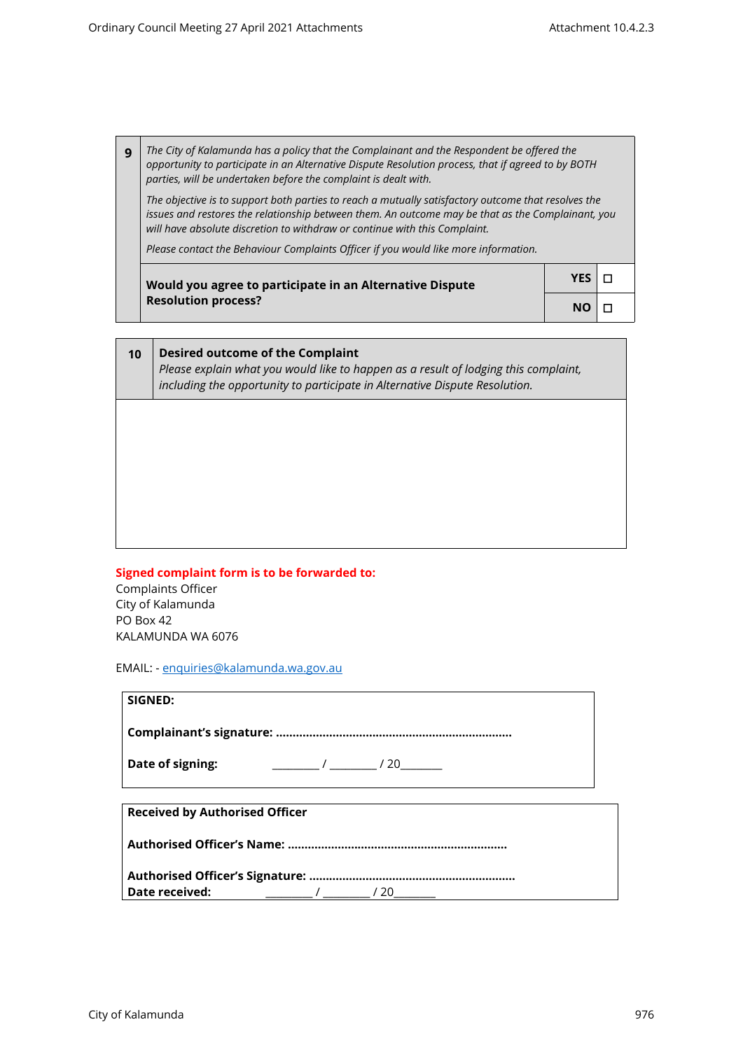| 9 | *The City of Kalamunda has a policy that the Complainant and the Respondent be offered the opportunity to participate in an Alternative Dispute Resolution process, that if agreed to by BOTH parties, will be undertaken before the complaint is dealt with.*<br><br>*The objective is to support both parties to reach a mutually satisfactory outcome that resolves the issues and restores the relationship between them. An outcome may be that as the Complainant, you will have absolute discretion to withdraw or continue with this Complaint.*<br><br>*Please contact the Behaviour Complaints Officer if you would like more information.* | | |
|---|---|---|---|
| | **Would you agree to participate in an Alternative Dispute Resolution process?** | **YES** | ☐ |
| | | **NO** | ☐ |

| 10 | **Desired outcome of the Complaint**<br>*Please explain what you would like to happen as a result of lodging this complaint, including the opportunity to participate in Alternative Dispute Resolution.* |
|---|---|
| | |

**Signed complaint form is to be forwarded to:**

Complaints Officer
City of Kalamunda
PO Box 42
KALAMUNDA WA 6076

EMAIL: - enquiries@kalamunda.wa.gov.au

**SIGNED:**

**Complainant's signature: ......................................................................**

**Date of signing:** ________ / ________ / 20_______

**Received by Authorised Officer**

**Authorised Officer's Name: .................................................................**

**Authorised Officer's Signature: .............................................................**

**Date received:** ________ / ________ / 20_______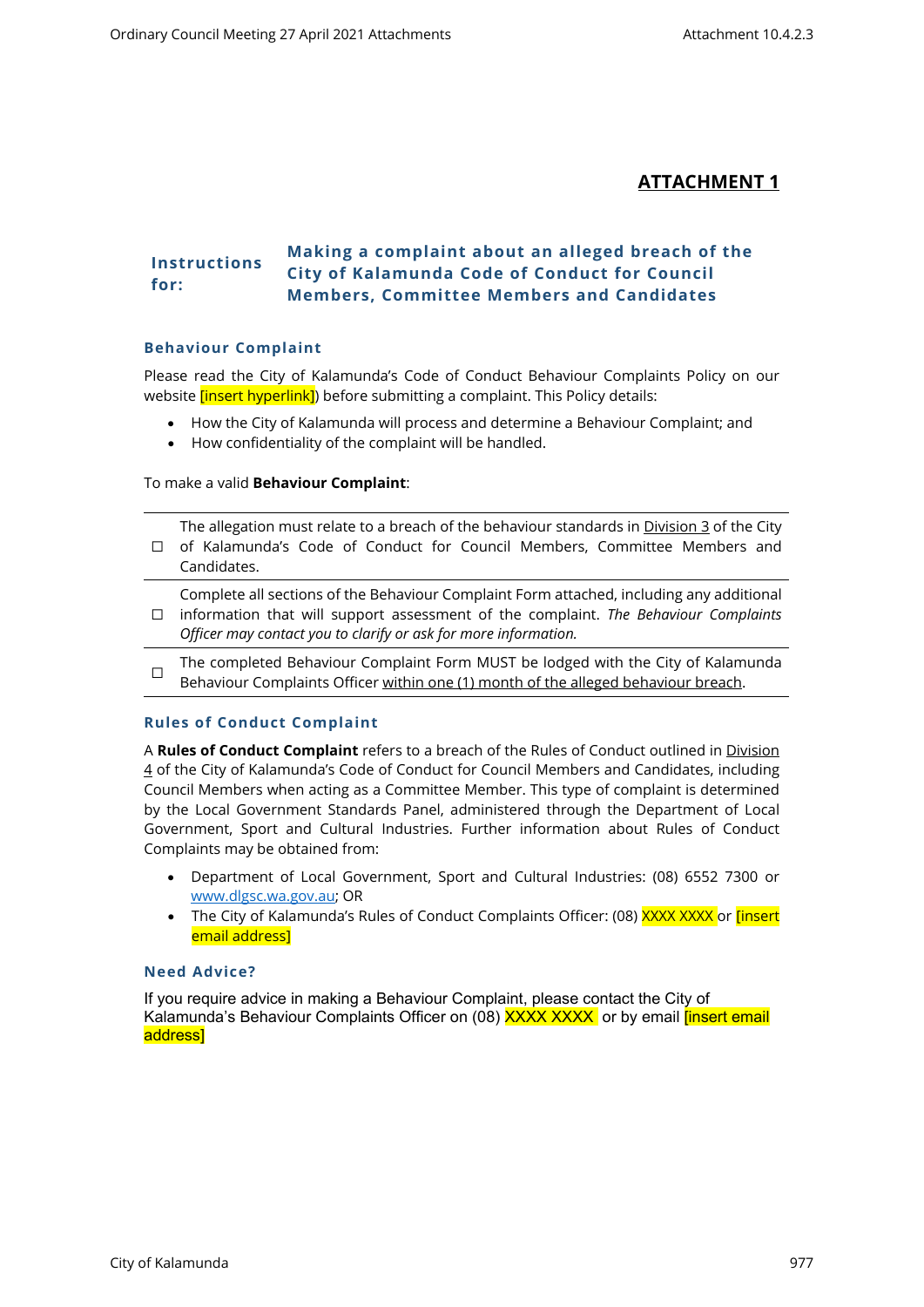**ATTACHMENT 1**

## Instructions for: Making a complaint about an alleged breach of the City of Kalamunda Code of Conduct for Council Members, Committee Members and Candidates

### Behaviour Complaint

Please read the City of Kalamunda's Code of Conduct Behaviour Complaints Policy on our website [insert hyperlink]) before submitting a complaint. This Policy details:

- How the City of Kalamunda will process and determine a Behaviour Complaint; and
- How confidentiality of the complaint will be handled.

To make a valid **Behaviour Complaint**:

| | |
|---|---|
| ☐ | The allegation must relate to a breach of the behaviour standards in Division 3 of the City of Kalamunda's Code of Conduct for Council Members, Committee Members and Candidates. |
| ☐ | Complete all sections of the Behaviour Complaint Form attached, including any additional information that will support assessment of the complaint. *The Behaviour Complaints Officer may contact you to clarify or ask for more information.* |
| ☐ | The completed Behaviour Complaint Form MUST be lodged with the City of Kalamunda Behaviour Complaints Officer within one (1) month of the alleged behaviour breach. |

### Rules of Conduct Complaint

A **Rules of Conduct Complaint** refers to a breach of the Rules of Conduct outlined in Division 4 of the City of Kalamunda's Code of Conduct for Council Members and Candidates, including Council Members when acting as a Committee Member. This type of complaint is determined by the Local Government Standards Panel, administered through the Department of Local Government, Sport and Cultural Industries. Further information about Rules of Conduct Complaints may be obtained from:

- Department of Local Government, Sport and Cultural Industries: (08) 6552 7300 or www.dlgsc.wa.gov.au; OR
- The City of Kalamunda's Rules of Conduct Complaints Officer: (08) XXXX XXXX or [insert email address]

### Need Advice?

If you require advice in making a Behaviour Complaint, please contact the City of Kalamunda's Behaviour Complaints Officer on (08) XXXX XXXX or by email [insert email address]